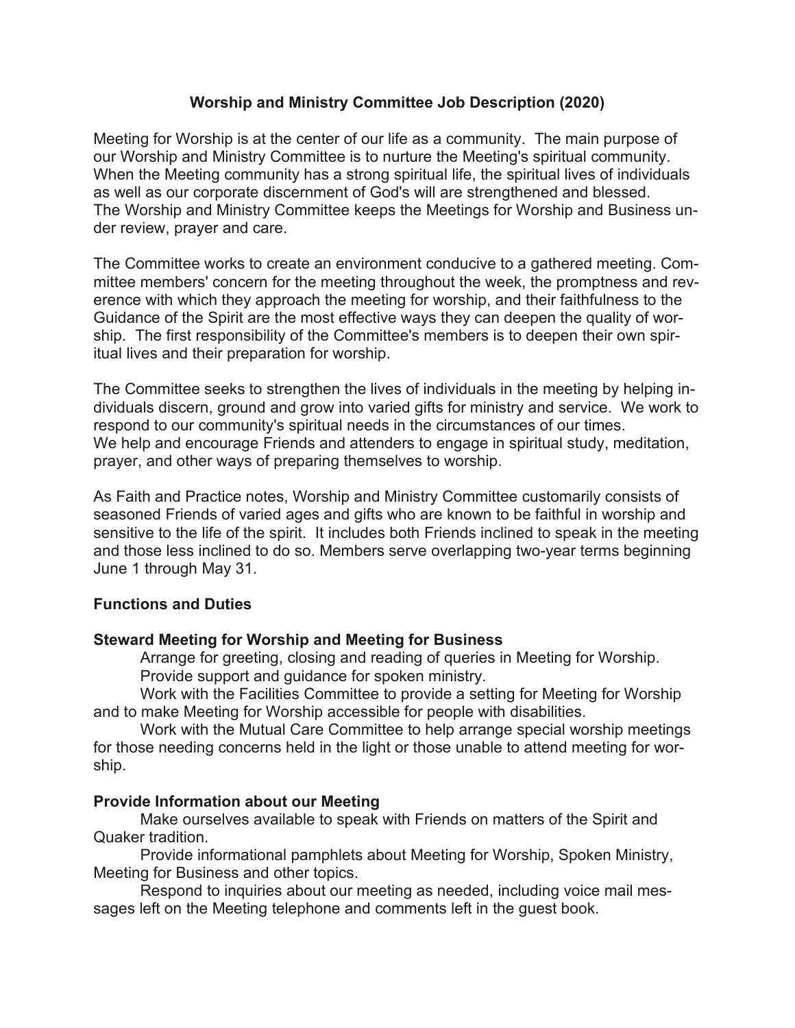# Worship and Ministry Committee Job Description (2020)

Meeting for Worship is at the center of our life as a community. The main purpose of our Worship and Ministry Committee is to nurture the Meeting's spiritual community. When the Meeting community has a strong spiritual life, the spiritual lives of individuals as well as our corporate discernment of God's will are strengthened and blessed. The Worship and Ministry Committee keeps the Meetings for Worship and Business under review, prayer and care.

The Committee works to create an environment conducive to a gathered meeting. Committee members' concern for the meeting throughout the week, the promptness and reverence with which they approach the meeting for worship, and their faithfulness to the Guidance of the Spirit are the most effective ways they can deepen the quality of worship. The first responsibility of the Committee's members is to deepen their own spiritual lives and their preparation for worship.

The Committee seeks to strengthen the lives of individuals in the meeting by helping individuals discern, ground and grow into varied gifts for ministry and service. We work to respond to our community's spiritual needs in the circumstances of our times. We help and encourage Friends and attenders to engage in spiritual study, meditation, prayer, and other ways of preparing themselves to worship.

As Faith and Practice notes, Worship and Ministry Committee customarily consists of seasoned Friends of varied ages and gifts who are known to be faithful in worship and sensitive to the life of the spirit. It includes both Friends inclined to speak in the meeting and those less inclined to do so. Members serve overlapping two-year terms beginning June 1 through May 31.

## Functions and Duties

### Steward Meeting for Worship and Meeting for Business

Arrange for greeting, closing and reading of queries in Meeting for Worship.

Provide support and guidance for spoken ministry.

Work with the Facilities Committee to provide a setting for Meeting for Worship and to make Meeting for Worship accessible for people with disabilities.

Work with the Mutual Care Committee to help arrange special worship meetings for those needing concerns held in the light or those unable to attend meeting for worship.

### Provide Information about our Meeting

Make ourselves available to speak with Friends on matters of the Spirit and Quaker tradition.

Provide informational pamphlets about Meeting for Worship, Spoken Ministry, Meeting for Business and other topics.

Respond to inquiries about our meeting as needed, including voice mail messages left on the Meeting telephone and comments left in the guest book.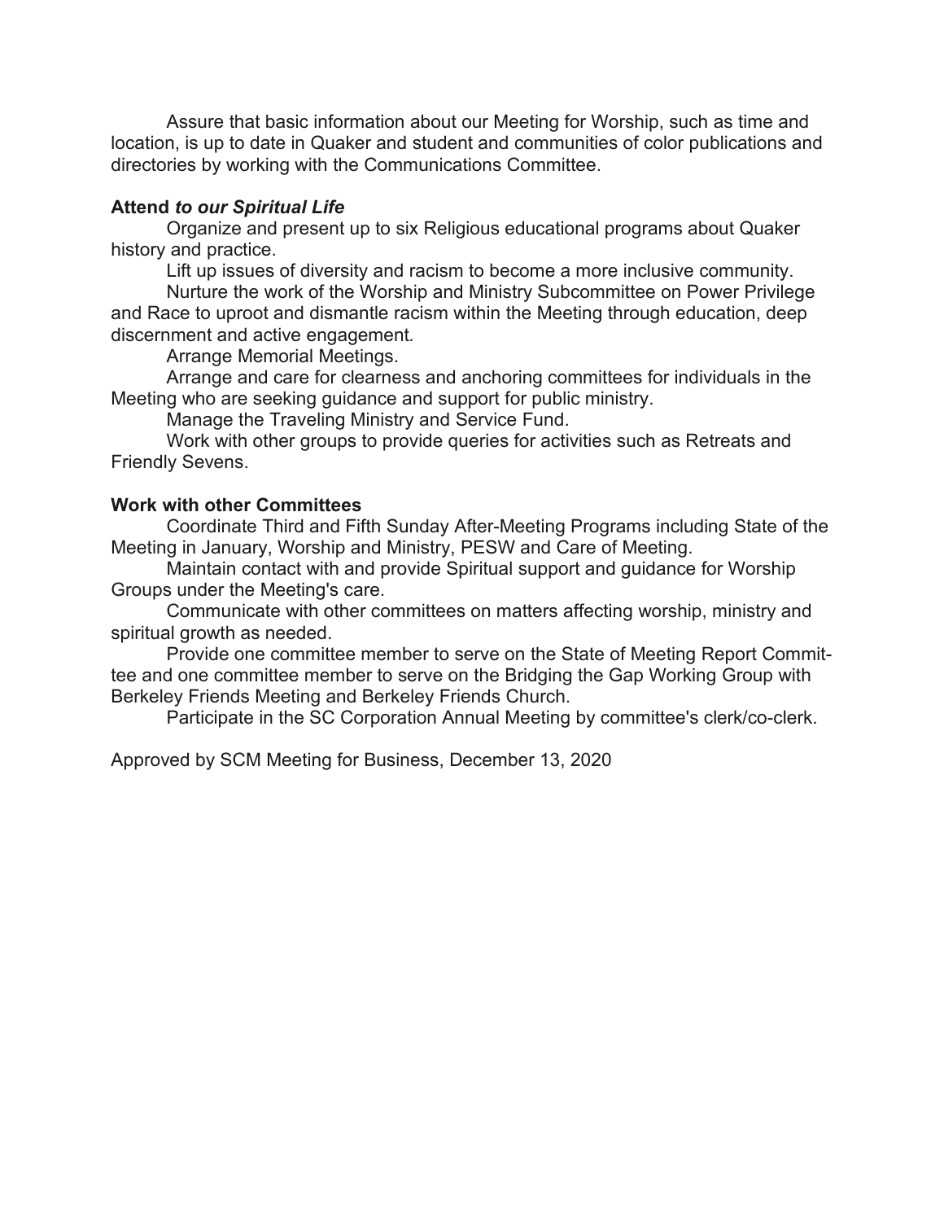Assure that basic information about our Meeting for Worship, such as time and location, is up to date in Quaker and student and communities of color publications and directories by working with the Communications Committee.

**Attend *to our Spiritual Life***

Organize and present up to six Religious educational programs about Quaker history and practice.

Lift up issues of diversity and racism to become a more inclusive community.

Nurture the work of the Worship and Ministry Subcommittee on Power Privilege and Race to uproot and dismantle racism within the Meeting through education, deep discernment and active engagement.

Arrange Memorial Meetings.

Arrange and care for clearness and anchoring committees for individuals in the Meeting who are seeking guidance and support for public ministry.

Manage the Traveling Ministry and Service Fund.

Work with other groups to provide queries for activities such as Retreats and Friendly Sevens.

**Work with other Committees**

Coordinate Third and Fifth Sunday After-Meeting Programs including State of the Meeting in January, Worship and Ministry, PESW and Care of Meeting.

Maintain contact with and provide Spiritual support and guidance for Worship Groups under the Meeting's care.

Communicate with other committees on matters affecting worship, ministry and spiritual growth as needed.

Provide one committee member to serve on the State of Meeting Report Committee and one committee member to serve on the Bridging the Gap Working Group with Berkeley Friends Meeting and Berkeley Friends Church.

Participate in the SC Corporation Annual Meeting by committee's clerk/co-clerk.

Approved by SCM Meeting for Business, December 13, 2020